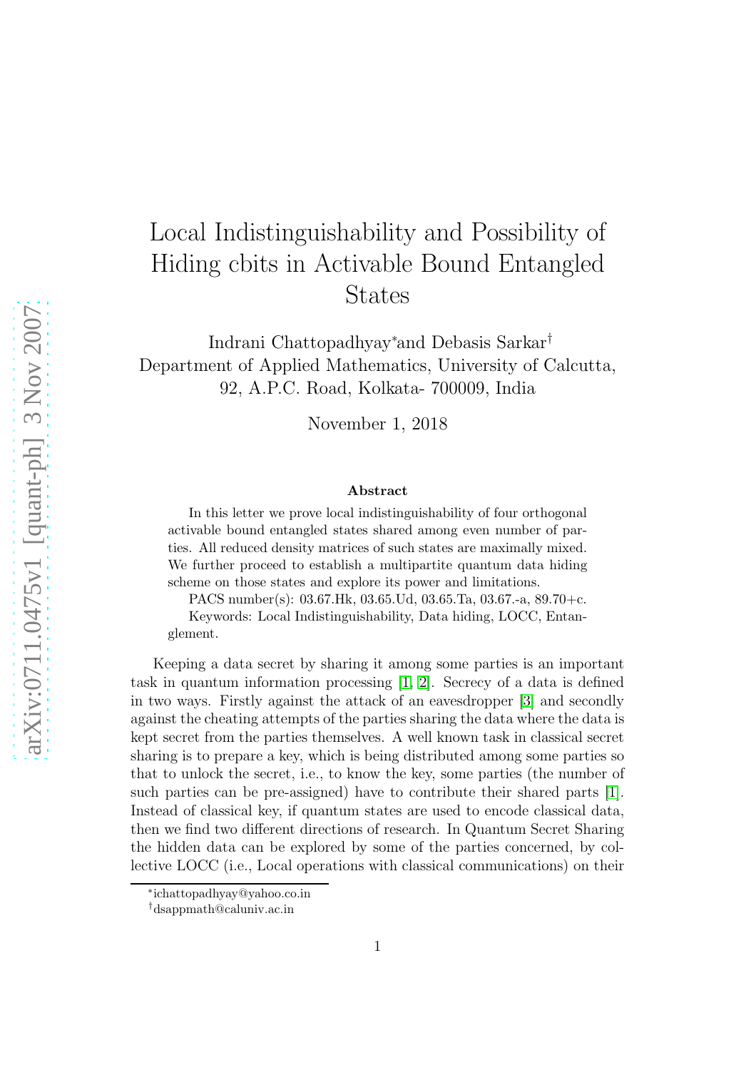# Local Indistinguishability and Possibility of Hiding cbits in Activable Bound Entangled States

Indrani Chattopadhyay[*] and Debasis Sarkar[†]
Department of Applied Mathematics, University of Calcutta,
92, A.P.C. Road, Kolkata- 700009, India

November 1, 2018

### Abstract

In this letter we prove local indistinguishability of four orthogonal activable bound entangled states shared among even number of parties. All reduced density matrices of such states are maximally mixed. We further proceed to establish a multipartite quantum data hiding scheme on those states and explore its power and limitations.

PACS number(s): 03.67.Hk, 03.65.Ud, 03.65.Ta, 03.67.-a, 89.70+c.
Keywords: Local Indistinguishability, Data hiding, LOCC, Entanglement.

Keeping a data secret by sharing it among some parties is an important task in quantum information processing [1, 2]. Secrecy of a data is defined in two ways. Firstly against the attack of an eavesdropper [3] and secondly against the cheating attempts of the parties sharing the data where the data is kept secret from the parties themselves. A well known task in classical secret sharing is to prepare a key, which is being distributed among some parties so that to unlock the secret, i.e., to know the key, some parties (the number of such parties can be pre-assigned) have to contribute their shared parts [1]. Instead of classical key, if quantum states are used to encode classical data, then we find two different directions of research. In Quantum Secret Sharing the hidden data can be explored by some of the parties concerned, by collective LOCC (i.e., Local operations with classical communications) on their

[*] ichattopadhyay@yahoo.co.in
[†] dsappmath@caluniv.ac.in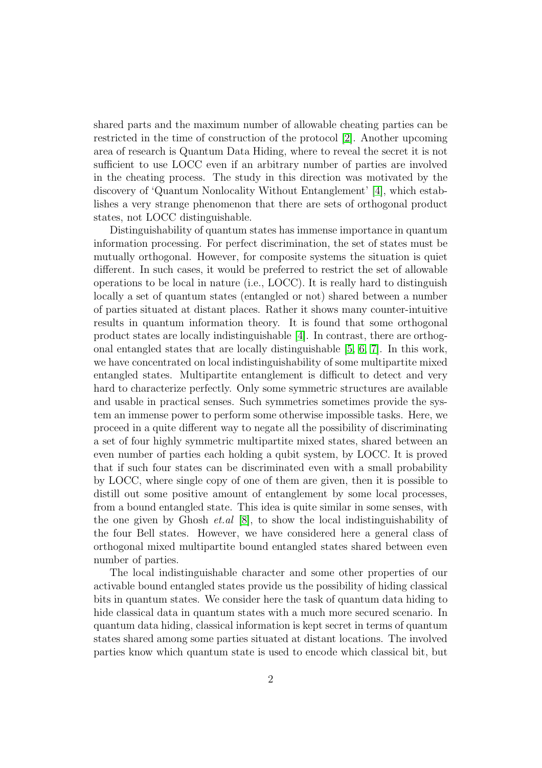shared parts and the maximum number of allowable cheating parties can be restricted in the time of construction of the protocol [2]. Another upcoming area of research is Quantum Data Hiding, where to reveal the secret it is not sufficient to use LOCC even if an arbitrary number of parties are involved in the cheating process. The study in this direction was motivated by the discovery of 'Quantum Nonlocality Without Entanglement' [4], which establishes a very strange phenomenon that there are sets of orthogonal product states, not LOCC distinguishable.

Distinguishability of quantum states has immense importance in quantum information processing. For perfect discrimination, the set of states must be mutually orthogonal. However, for composite systems the situation is quiet different. In such cases, it would be preferred to restrict the set of allowable operations to be local in nature (i.e., LOCC). It is really hard to distinguish locally a set of quantum states (entangled or not) shared between a number of parties situated at distant places. Rather it shows many counter-intuitive results in quantum information theory. It is found that some orthogonal product states are locally indistinguishable [4]. In contrast, there are orthogonal entangled states that are locally distinguishable [5, 6, 7]. In this work, we have concentrated on local indistinguishability of some multipartite mixed entangled states. Multipartite entanglement is difficult to detect and very hard to characterize perfectly. Only some symmetric structures are available and usable in practical senses. Such symmetries sometimes provide the system an immense power to perform some otherwise impossible tasks. Here, we proceed in a quite different way to negate all the possibility of discriminating a set of four highly symmetric multipartite mixed states, shared between an even number of parties each holding a qubit system, by LOCC. It is proved that if such four states can be discriminated even with a small probability by LOCC, where single copy of one of them are given, then it is possible to distill out some positive amount of entanglement by some local processes, from a bound entangled state. This idea is quite similar in some senses, with the one given by Ghosh *et.al* [8], to show the local indistinguishability of the four Bell states. However, we have considered here a general class of orthogonal mixed multipartite bound entangled states shared between even number of parties.

The local indistinguishable character and some other properties of our activable bound entangled states provide us the possibility of hiding classical bits in quantum states. We consider here the task of quantum data hiding to hide classical data in quantum states with a much more secured scenario. In quantum data hiding, classical information is kept secret in terms of quantum states shared among some parties situated at distant locations. The involved parties know which quantum state is used to encode which classical bit, but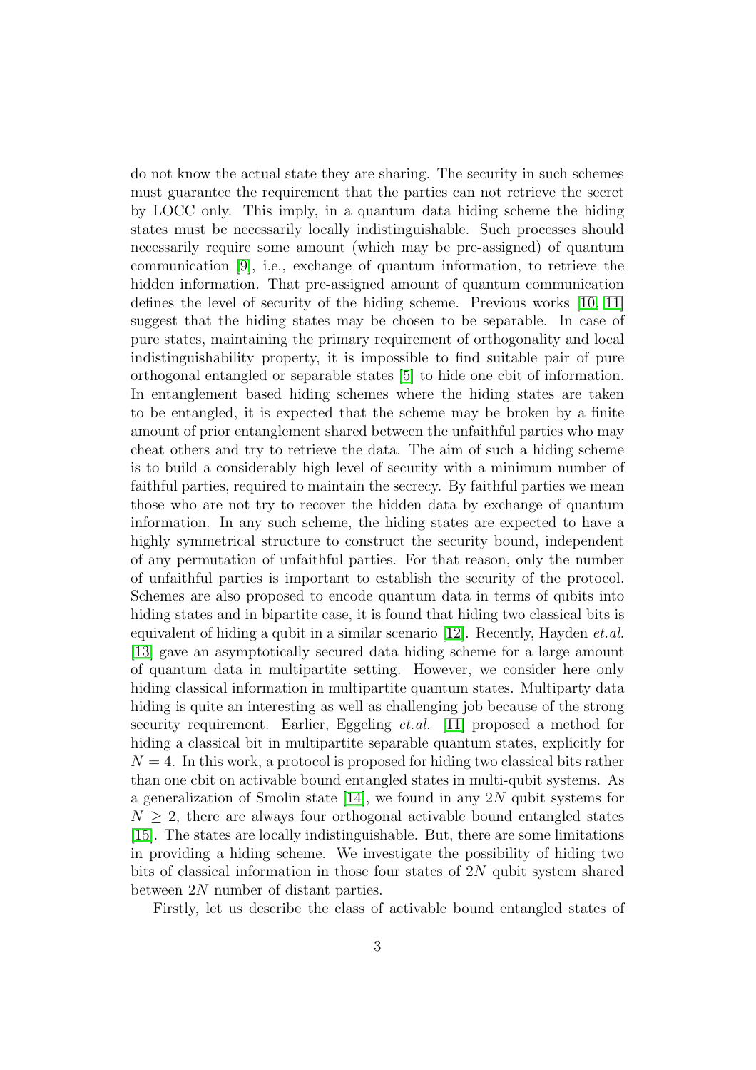do not know the actual state they are sharing. The security in such schemes must guarantee the requirement that the parties can not retrieve the secret by LOCC only. This imply, in a quantum data hiding scheme the hiding states must be necessarily locally indistinguishable. Such processes should necessarily require some amount (which may be pre-assigned) of quantum communication [9], i.e., exchange of quantum information, to retrieve the hidden information. That pre-assigned amount of quantum communication defines the level of security of the hiding scheme. Previous works [10, 11] suggest that the hiding states may be chosen to be separable. In case of pure states, maintaining the primary requirement of orthogonality and local indistinguishability property, it is impossible to find suitable pair of pure orthogonal entangled or separable states [5] to hide one cbit of information. In entanglement based hiding schemes where the hiding states are taken to be entangled, it is expected that the scheme may be broken by a finite amount of prior entanglement shared between the unfaithful parties who may cheat others and try to retrieve the data. The aim of such a hiding scheme is to build a considerably high level of security with a minimum number of faithful parties, required to maintain the secrecy. By faithful parties we mean those who are not try to recover the hidden data by exchange of quantum information. In any such scheme, the hiding states are expected to have a highly symmetrical structure to construct the security bound, independent of any permutation of unfaithful parties. For that reason, only the number of unfaithful parties is important to establish the security of the protocol. Schemes are also proposed to encode quantum data in terms of qubits into hiding states and in bipartite case, it is found that hiding two classical bits is equivalent of hiding a qubit in a similar scenario [12]. Recently, Hayden *et.al.* [13] gave an asymptotically secured data hiding scheme for a large amount of quantum data in multipartite setting. However, we consider here only hiding classical information in multipartite quantum states. Multiparty data hiding is quite an interesting as well as challenging job because of the strong security requirement. Earlier, Eggeling *et.al.* [11] proposed a method for hiding a classical bit in multipartite separable quantum states, explicitly for $N = 4$. In this work, a protocol is proposed for hiding two classical bits rather than one cbit on activable bound entangled states in multi-qubit systems. As a generalization of Smolin state [14], we found in any $2N$ qubit systems for $N \geq 2$, there are always four orthogonal activable bound entangled states [15]. The states are locally indistinguishable. But, there are some limitations in providing a hiding scheme. We investigate the possibility of hiding two bits of classical information in those four states of $2N$ qubit system shared between $2N$ number of distant parties.

Firstly, let us describe the class of activable bound entangled states of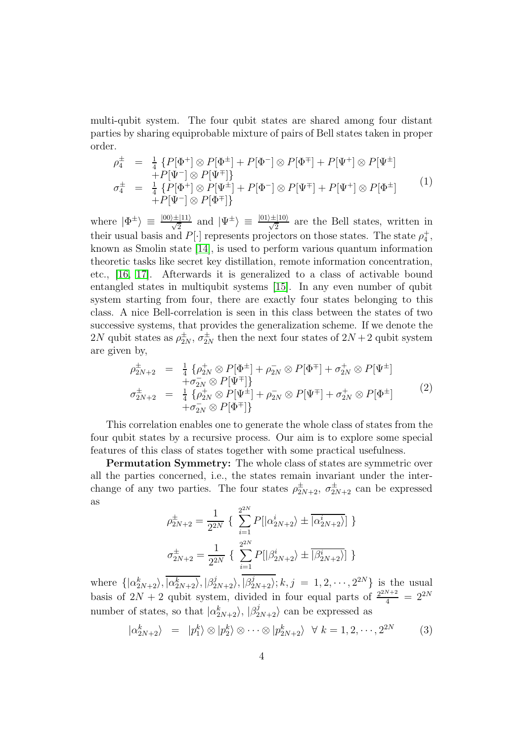multi-qubit system. The four qubit states are shared among four distant parties by sharing equiprobable mixture of pairs of Bell states taken in proper order.

$$
\begin{array}{rcl}
\rho_4^{\pm} & = & \frac{1}{4}\left\{P[\Phi^+]\otimes P[\Phi^{\pm}] + P[\Phi^-]\otimes P[\Phi^{\mp}] + P[\Psi^+]\otimes P[\Psi^{\pm}]\right. \\
& & \left. + P[\Psi^-]\otimes P[\Psi^{\mp}]\right\} \\
\sigma_4^{\pm} & = & \frac{1}{4}\left\{P[\Phi^+]\otimes P[\Psi^{\pm}] + P[\Phi^-]\otimes P[\Psi^{\mp}] + P[\Psi^+]\otimes P[\Phi^{\pm}]\right. \\
& & \left. + P[\Psi^-]\otimes P[\Phi^{\mp}]\right\}
\end{array}
\tag{1}
$$

where $|\Phi^{\pm}\rangle \equiv \frac{|00\rangle \pm |11\rangle}{\sqrt{2}}$ and $|\Psi^{\pm}\rangle \equiv \frac{|01\rangle \pm |10\rangle}{\sqrt{2}}$ are the Bell states, written in their usual basis and $P[\cdot]$ represents projectors on those states. The state $\rho_4^+$, known as Smolin state [14], is used to perform various quantum information theoretic tasks like secret key distillation, remote information concentration, etc., [16, 17]. Afterwards it is generalized to a class of activable bound entangled states in multiqubit systems [15]. In any even number of qubit system starting from four, there are exactly four states belonging to this class. A nice Bell-correlation is seen in this class between the states of two successive systems, that provides the generalization scheme. If we denote the $2N$ qubit states as $\rho_{2N}^{\pm}$, $\sigma_{2N}^{\pm}$ then the next four states of $2N+2$ qubit system are given by,

$$
\begin{array}{rcl}
\rho_{2N+2}^{\pm} & = & \frac{1}{4}\left\{\rho_{2N}^{+}\otimes P[\Phi^{\pm}] + \rho_{2N}^{-}\otimes P[\Phi^{\mp}] + \sigma_{2N}^{+}\otimes P[\Psi^{\pm}]\right. \\
& & \left. + \sigma_{2N}^{-}\otimes P[\Psi^{\mp}]\right\} \\
\sigma_{2N+2}^{\pm} & = & \frac{1}{4}\left\{\rho_{2N}^{+}\otimes P[\Psi^{\pm}] + \rho_{2N}^{-}\otimes P[\Psi^{\mp}] + \sigma_{2N}^{+}\otimes P[\Phi^{\pm}]\right. \\
& & \left. + \sigma_{2N}^{-}\otimes P[\Phi^{\mp}]\right\}
\end{array}
\tag{2}
$$

This correlation enables one to generate the whole class of states from the four qubit states by a recursive process. Our aim is to explore some special features of this class of states together with some practical usefulness.

**Permutation Symmetry:** The whole class of states are symmetric over all the parties concerned, i.e., the states remain invariant under the interchange of any two parties. The four states $\rho_{2N+2}^{\pm}$, $\sigma_{2N+2}^{\pm}$ can be expressed as

$$
\rho_{2N+2}^{\pm} = \frac{1}{2^{2N}}\ \{\ \sum_{i=1}^{2^{2N}} P[|\alpha_{2N+2}^{i}\rangle \pm \overline{|\alpha_{2N+2}^{i}\rangle}]\ \}
$$

$$
\sigma_{2N+2}^{\pm} = \frac{1}{2^{2N}}\ \{\ \sum_{i=1}^{2^{2N}} P[|\beta_{2N+2}^{i}\rangle \pm \overline{|\beta_{2N+2}^{i}\rangle}]\ \}
$$

where $\{|\alpha_{2N+2}^{k}\rangle, \overline{|\alpha_{2N+2}^{k}\rangle}, |\beta_{2N+2}^{j}\rangle, \overline{|\beta_{2N+2}^{j}\rangle}; k,j = 1,2,\cdots,2^{2N}\}$ is the usual basis of $2N+2$ qubit system, divided in four equal parts of $\frac{2^{2N+2}}{4} = 2^{2N}$ number of states, so that $|\alpha_{2N+2}^{k}\rangle$, $|\beta_{2N+2}^{j}\rangle$ can be expressed as

$$
|\alpha_{2N+2}^{k}\rangle \ = \ |p_1^k\rangle \otimes |p_2^k\rangle \otimes \cdots \otimes |p_{2N+2}^k\rangle \ \ \forall\ k = 1,2,\cdots,2^{2N} \tag{3}
$$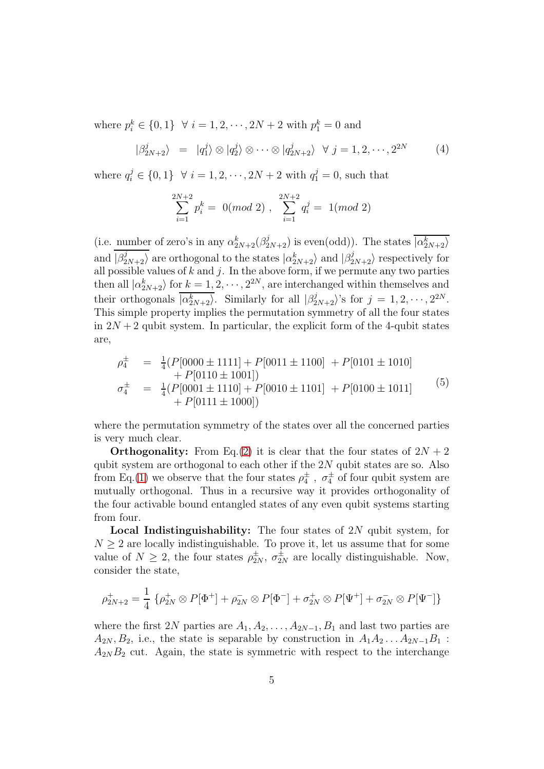where $p_i^k \in \{0,1\} \ \ \forall \ i = 1, 2, \cdots, 2N+2$ with $p_1^k = 0$ and

$$|\beta_{2N+2}^j\rangle \ = \ |q_1^j\rangle \otimes |q_2^j\rangle \otimes \cdots \otimes |q_{2N+2}^j\rangle \ \ \forall \ j = 1, 2, \cdots, 2^{2N} \tag{4}$$

where $q_i^j \in \{0,1\} \ \ \forall \ i = 1, 2, \cdots, 2N+2$ with $q_1^j = 0$, such that

$$\sum_{i=1}^{2N+2} p_i^k = \ 0(mod \ 2) \ , \ \ \sum_{i=1}^{2N+2} q_i^j = \ 1(mod \ 2)$$

(i.e. number of zero's in any $\alpha_{2N+2}^k(\beta_{2N+2}^j)$ is even(odd)). The states $\overline{|\alpha_{2N+2}^k\rangle}$ and $\overline{|\beta_{2N+2}^j\rangle}$ are orthogonal to the states $|\alpha_{2N+2}^k\rangle$ and $|\beta_{2N+2}^j\rangle$ respectively for all possible values of $k$ and $j$. In the above form, if we permute any two parties then all $|\alpha_{2N+2}^k\rangle$ for $k = 1, 2, \cdots, 2^{2N}$, are interchanged within themselves and their orthogonals $\overline{|\alpha_{2N+2}^k\rangle}$. Similarly for all $|\beta_{2N+2}^j\rangle$'s for $j = 1, 2, \cdots, 2^{2N}$. This simple property implies the permutation symmetry of all the four states in $2N+2$ qubit system. In particular, the explicit form of the 4-qubit states are,

$$\begin{aligned}
\rho_4^{\pm} \ &= \ \tfrac{1}{4}(P[0000 \pm 1111] + P[0011 \pm 1100] \ + P[0101 \pm 1010] \\
&\quad + P[0110 \pm 1001]) \\
\sigma_4^{\pm} \ &= \ \tfrac{1}{4}(P[0001 \pm 1110] + P[0010 \pm 1101] \ + P[0100 \pm 1011] \\
&\quad + P[0111 \pm 1000])
\end{aligned} \tag{5}$$

where the permutation symmetry of the states over all the concerned parties is very much clear.

**Orthogonality:** From Eq.(2) it is clear that the four states of $2N+2$ qubit system are orthogonal to each other if the $2N$ qubit states are so. Also from Eq.(1) we observe that the four states $\rho_4^{\pm}$ , $\sigma_4^{\pm}$ of four qubit system are mutually orthogonal. Thus in a recursive way it provides orthogonality of the four activable bound entangled states of any even qubit systems starting from four.

**Local Indistinguishability:** The four states of $2N$ qubit system, for $N \geq 2$ are locally indistinguishable. To prove it, let us assume that for some value of $N \geq 2$, the four states $\rho_{2N}^{\pm}$, $\sigma_{2N}^{\pm}$ are locally distinguishable. Now, consider the state,

$$\rho_{2N+2}^{+} = \frac{1}{4} \ \{\rho_{2N}^{+} \otimes P[\Phi^+] + \rho_{2N}^{-} \otimes P[\Phi^-] + \sigma_{2N}^{+} \otimes P[\Psi^+] + \sigma_{2N}^{-} \otimes P[\Psi^-]\}$$

where the first $2N$ parties are $A_1, A_2, \ldots, A_{2N-1}, B_1$ and last two parties are $A_{2N}, B_2$, i.e., the state is separable by construction in $A_1A_2 \ldots A_{2N-1}B_1$ : $A_{2N}B_2$ cut. Again, the state is symmetric with respect to the interchange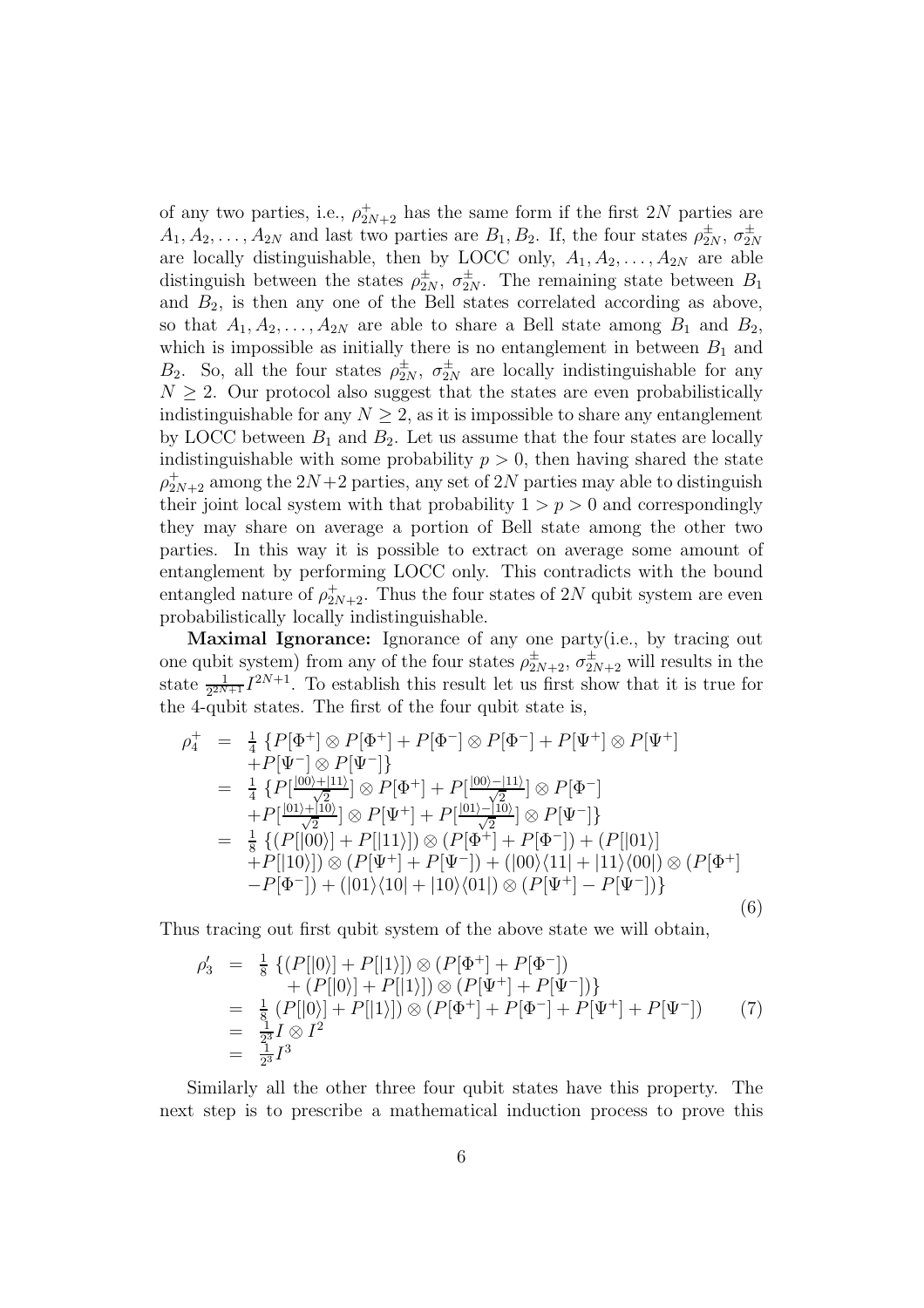of any two parties, i.e., $\rho^+_{2N+2}$ has the same form if the first $2N$ parties are $A_1, A_2, \ldots, A_{2N}$ and last two parties are $B_1, B_2$. If, the four states $\rho^{\pm}_{2N}$, $\sigma^{\pm}_{2N}$ are locally distinguishable, then by LOCC only, $A_1, A_2, \ldots, A_{2N}$ are able distinguish between the states $\rho^{\pm}_{2N}$, $\sigma^{\pm}_{2N}$. The remaining state between $B_1$ and $B_2$, is then any one of the Bell states correlated according as above, so that $A_1, A_2, \ldots, A_{2N}$ are able to share a Bell state among $B_1$ and $B_2$, which is impossible as initially there is no entanglement in between $B_1$ and $B_2$. So, all the four states $\rho^{\pm}_{2N}$, $\sigma^{\pm}_{2N}$ are locally indistinguishable for any $N \geq 2$. Our protocol also suggest that the states are even probabilistically indistinguishable for any $N \geq 2$, as it is impossible to share any entanglement by LOCC between $B_1$ and $B_2$. Let us assume that the four states are locally indistinguishable with some probability $p > 0$, then having shared the state $\rho^+_{2N+2}$ among the $2N+2$ parties, any set of $2N$ parties may able to distinguish their joint local system with that probability $1 > p > 0$ and correspondingly they may share on average a portion of Bell state among the other two parties. In this way it is possible to extract on average some amount of entanglement by performing LOCC only. This contradicts with the bound entangled nature of $\rho^+_{2N+2}$. Thus the four states of $2N$ qubit system are even probabilistically locally indistinguishable.

**Maximal Ignorance:** Ignorance of any one party(i.e., by tracing out one qubit system) from any of the four states $\rho^{\pm}_{2N+2}$, $\sigma^{\pm}_{2N+2}$ will results in the state $\frac{1}{2^{2N+1}} I^{2N+1}$. To establish this result let us first show that it is true for the 4-qubit states. The first of the four qubit state is,

$$
\begin{aligned}
\rho^+_4 &= \tfrac{1}{4}\{P[\Phi^+]\otimes P[\Phi^+] + P[\Phi^-]\otimes P[\Phi^-] + P[\Psi^+]\otimes P[\Psi^+] \\
&\quad + P[\Psi^-]\otimes P[\Psi^-]\} \\
&= \tfrac{1}{4}\{P[\tfrac{|00\rangle+|11\rangle}{\sqrt{2}}]\otimes P[\Phi^+] + P[\tfrac{|00\rangle-|11\rangle}{\sqrt{2}}]\otimes P[\Phi^-] \\
&\quad + P[\tfrac{|01\rangle+|10\rangle}{\sqrt{2}}]\otimes P[\Psi^+] + P[\tfrac{|01\rangle-|10\rangle}{\sqrt{2}}]\otimes P[\Psi^-]\} \\
&= \tfrac{1}{8}\{(P[|00\rangle] + P[|11\rangle])\otimes(P[\Phi^+] + P[\Phi^-]) + (P[|01\rangle] \\
&\quad + P[|10\rangle])\otimes(P[\Psi^+] + P[\Psi^-]) + (|00\rangle\langle 11| + |11\rangle\langle 00|)\otimes(P[\Phi^+] \\
&\quad - P[\Phi^-]) + (|01\rangle\langle 10| + |10\rangle\langle 01|)\otimes(P[\Psi^+] - P[\Psi^-])\}
\end{aligned} \tag{6}
$$

Thus tracing out first qubit system of the above state we will obtain,

$$
\begin{aligned}
\rho'_3 &= \tfrac{1}{8}\{(P[|0\rangle] + P[|1\rangle])\otimes(P[\Phi^+] + P[\Phi^-]) \\
&\quad + (P[|0\rangle] + P[|1\rangle])\otimes(P[\Psi^+] + P[\Psi^-])\} \\
&= \tfrac{1}{8}(P[|0\rangle] + P[|1\rangle])\otimes(P[\Phi^+] + P[\Phi^-] + P[\Psi^+] + P[\Psi^-]) \\
&= \tfrac{1}{2^3} I\otimes I^2 \\
&= \tfrac{1}{2^3} I^3
\end{aligned} \tag{7}
$$

Similarly all the other three four qubit states have this property. The next step is to prescribe a mathematical induction process to prove this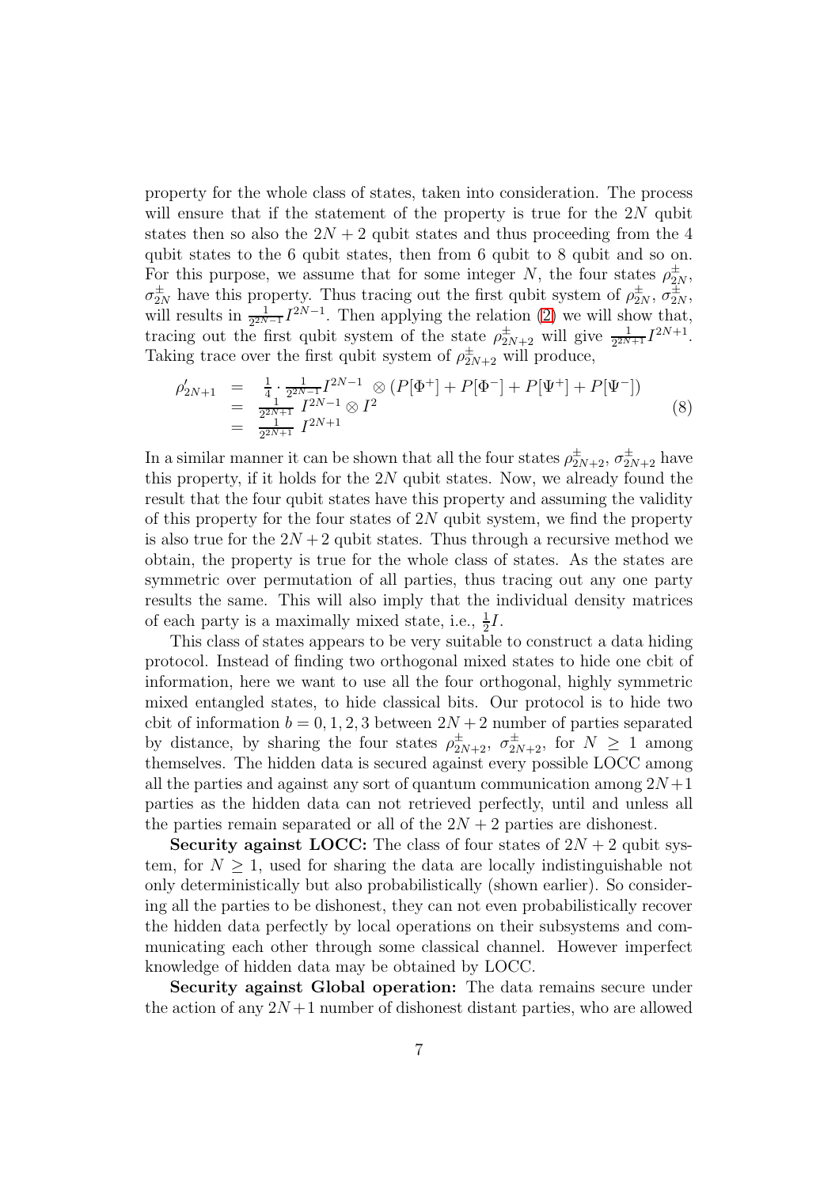property for the whole class of states, taken into consideration. The process will ensure that if the statement of the property is true for the $2N$ qubit states then so also the $2N+2$ qubit states and thus proceeding from the 4 qubit states to the 6 qubit states, then from 6 qubit to 8 qubit and so on. For this purpose, we assume that for some integer $N$, the four states $\rho_{2N}^{\pm}$, $\sigma_{2N}^{\pm}$ have this property. Thus tracing out the first qubit system of $\rho_{2N}^{\pm}$, $\sigma_{2N}^{\pm}$, will results in $\frac{1}{2^{2N-1}} I^{2N-1}$. Then applying the relation (2) we will show that, tracing out the first qubit system of the state $\rho_{2N+2}^{\pm}$ will give $\frac{1}{2^{2N+1}} I^{2N+1}$. Taking trace over the first qubit system of $\rho_{2N+2}^{\pm}$ will produce,

$$
\begin{aligned}
\rho'_{2N+1} &= \frac{1}{4} \cdot \frac{1}{2^{2N-1}} I^{2N-1} \otimes (P[\Phi^+] + P[\Phi^-] + P[\Psi^+] + P[\Psi^-]) \\
&= \frac{1}{2^{2N+1}} \, I^{2N-1} \otimes I^2 \\
&= \frac{1}{2^{2N+1}} \, I^{2N+1}
\end{aligned}
\tag{8}
$$

In a similar manner it can be shown that all the four states $\rho_{2N+2}^{\pm}$, $\sigma_{2N+2}^{\pm}$ have this property, if it holds for the $2N$ qubit states. Now, we already found the result that the four qubit states have this property and assuming the validity of this property for the four states of $2N$ qubit system, we find the property is also true for the $2N+2$ qubit states. Thus through a recursive method we obtain, the property is true for the whole class of states. As the states are symmetric over permutation of all parties, thus tracing out any one party results the same. This will also imply that the individual density matrices of each party is a maximally mixed state, i.e., $\frac{1}{2}I$.

This class of states appears to be very suitable to construct a data hiding protocol. Instead of finding two orthogonal mixed states to hide one cbit of information, here we want to use all the four orthogonal, highly symmetric mixed entangled states, to hide classical bits. Our protocol is to hide two cbit of information $b = 0, 1, 2, 3$ between $2N+2$ number of parties separated by distance, by sharing the four states $\rho_{2N+2}^{\pm}$, $\sigma_{2N+2}^{\pm}$, for $N \geq 1$ among themselves. The hidden data is secured against every possible LOCC among all the parties and against any sort of quantum communication among $2N+1$ parties as the hidden data can not retrieved perfectly, until and unless all the parties remain separated or all of the $2N+2$ parties are dishonest.

**Security against LOCC:** The class of four states of $2N+2$ qubit system, for $N \geq 1$, used for sharing the data are locally indistinguishable not only deterministically but also probabilistically (shown earlier). So considering all the parties to be dishonest, they can not even probabilistically recover the hidden data perfectly by local operations on their subsystems and communicating each other through some classical channel. However imperfect knowledge of hidden data may be obtained by LOCC.

**Security against Global operation:** The data remains secure under the action of any $2N+1$ number of dishonest distant parties, who are allowed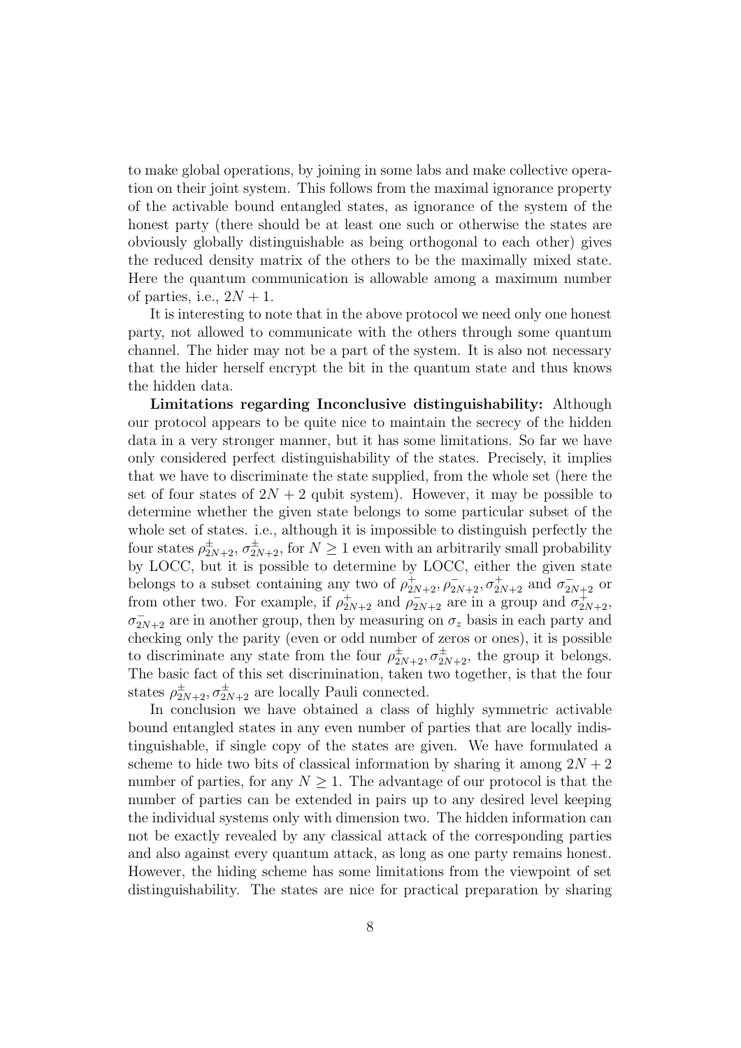to make global operations, by joining in some labs and make collective operation on their joint system. This follows from the maximal ignorance property of the activable bound entangled states, as ignorance of the system of the honest party (there should be at least one such or otherwise the states are obviously globally distinguishable as being orthogonal to each other) gives the reduced density matrix of the others to be the maximally mixed state. Here the quantum communication is allowable among a maximum number of parties, i.e., $2N + 1$.

It is interesting to note that in the above protocol we need only one honest party, not allowed to communicate with the others through some quantum channel. The hider may not be a part of the system. It is also not necessary that the hider herself encrypt the bit in the quantum state and thus knows the hidden data.

**Limitations regarding Inconclusive distinguishability:** Although our protocol appears to be quite nice to maintain the secrecy of the hidden data in a very stronger manner, but it has some limitations. So far we have only considered perfect distinguishability of the states. Precisely, it implies that we have to discriminate the state supplied, from the whole set (here the set of four states of $2N + 2$ qubit system). However, it may be possible to determine whether the given state belongs to some particular subset of the whole set of states. i.e., although it is impossible to distinguish perfectly the four states $\rho^{\pm}_{2N+2}$, $\sigma^{\pm}_{2N+2}$, for $N \geq 1$ even with an arbitrarily small probability by LOCC, but it is possible to determine by LOCC, either the given state belongs to a subset containing any two of $\rho^{+}_{2N+2}, \rho^{-}_{2N+2}, \sigma^{+}_{2N+2}$ and $\sigma^{-}_{2N+2}$ or from other two. For example, if $\rho^{+}_{2N+2}$ and $\rho^{-}_{2N+2}$ are in a group and $\sigma^{+}_{2N+2}$, $\sigma^{-}_{2N+2}$ are in another group, then by measuring on $\sigma_z$ basis in each party and checking only the parity (even or odd number of zeros or ones), it is possible to discriminate any state from the four $\rho^{\pm}_{2N+2}, \sigma^{\pm}_{2N+2}$, the group it belongs. The basic fact of this set discrimination, taken two together, is that the four states $\rho^{\pm}_{2N+2}, \sigma^{\pm}_{2N+2}$ are locally Pauli connected.

In conclusion we have obtained a class of highly symmetric activable bound entangled states in any even number of parties that are locally indistinguishable, if single copy of the states are given. We have formulated a scheme to hide two bits of classical information by sharing it among $2N + 2$ number of parties, for any $N \geq 1$. The advantage of our protocol is that the number of parties can be extended in pairs up to any desired level keeping the individual systems only with dimension two. The hidden information can not be exactly revealed by any classical attack of the corresponding parties and also against every quantum attack, as long as one party remains honest. However, the hiding scheme has some limitations from the viewpoint of set distinguishability. The states are nice for practical preparation by sharing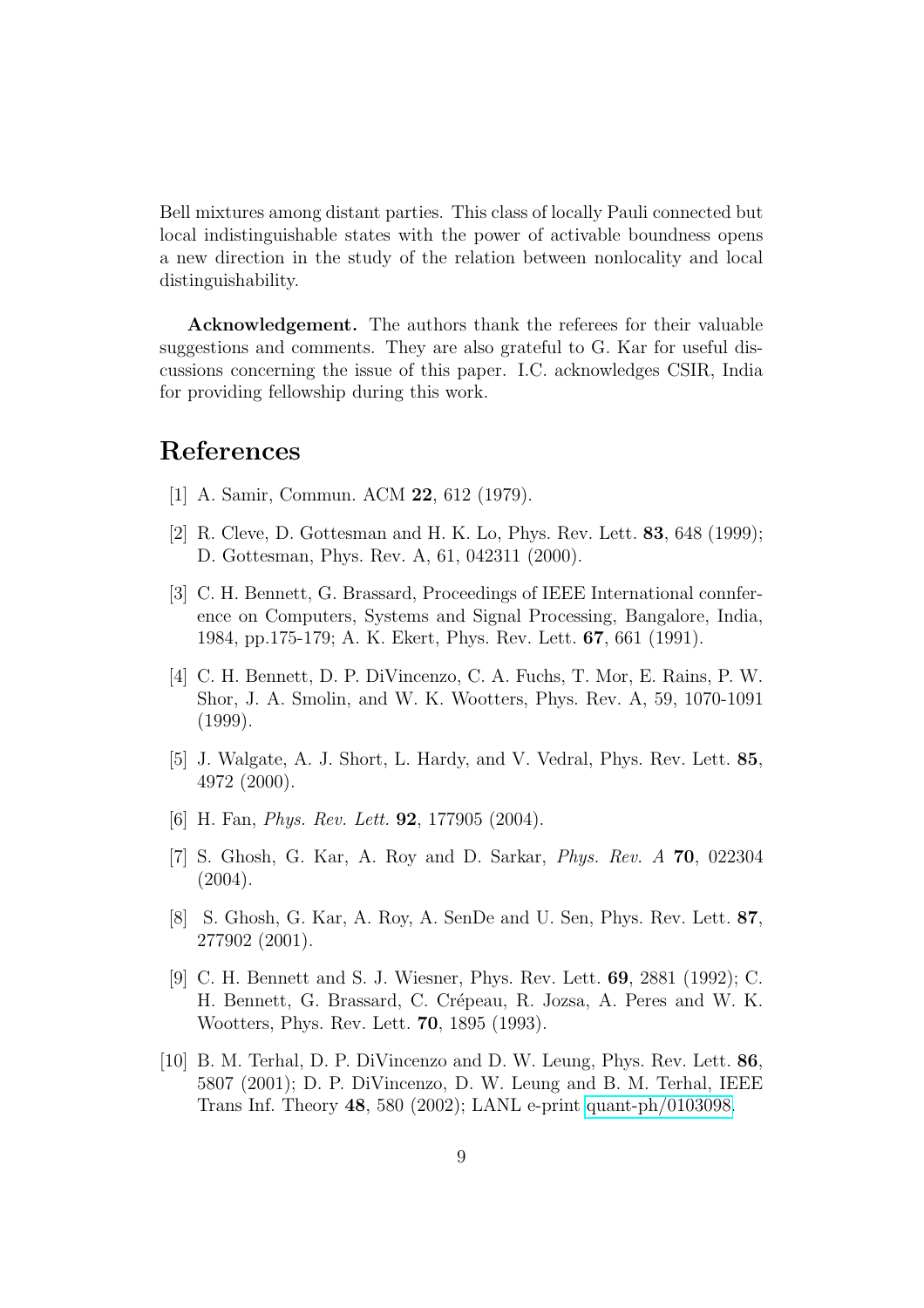Bell mixtures among distant parties. This class of locally Pauli connected but local indistinguishable states with the power of activable boundness opens a new direction in the study of the relation between nonlocality and local distinguishability.

**Acknowledgement.** The authors thank the referees for their valuable suggestions and comments. They are also grateful to G. Kar for useful discussions concerning the issue of this paper. I.C. acknowledges CSIR, India for providing fellowship during this work.

## References

[1] A. Samir, Commun. ACM **22**, 612 (1979).

[2] R. Cleve, D. Gottesman and H. K. Lo, Phys. Rev. Lett. **83**, 648 (1999); D. Gottesman, Phys. Rev. A, 61, 042311 (2000).

[3] C. H. Bennett, G. Brassard, Proceedings of IEEE International connference on Computers, Systems and Signal Processing, Bangalore, India, 1984, pp.175-179; A. K. Ekert, Phys. Rev. Lett. **67**, 661 (1991).

[4] C. H. Bennett, D. P. DiVincenzo, C. A. Fuchs, T. Mor, E. Rains, P. W. Shor, J. A. Smolin, and W. K. Wootters, Phys. Rev. A, 59, 1070-1091 (1999).

[5] J. Walgate, A. J. Short, L. Hardy, and V. Vedral, Phys. Rev. Lett. **85**, 4972 (2000).

[6] H. Fan, *Phys. Rev. Lett.* **92**, 177905 (2004).

[7] S. Ghosh, G. Kar, A. Roy and D. Sarkar, *Phys. Rev. A* **70**, 022304 (2004).

[8] S. Ghosh, G. Kar, A. Roy, A. SenDe and U. Sen, Phys. Rev. Lett. **87**, 277902 (2001).

[9] C. H. Bennett and S. J. Wiesner, Phys. Rev. Lett. **69**, 2881 (1992); C. H. Bennett, G. Brassard, C. Crépeau, R. Jozsa, A. Peres and W. K. Wootters, Phys. Rev. Lett. **70**, 1895 (1993).

[10] B. M. Terhal, D. P. DiVincenzo and D. W. Leung, Phys. Rev. Lett. **86**, 5807 (2001); D. P. DiVincenzo, D. W. Leung and B. M. Terhal, IEEE Trans Inf. Theory **48**, 580 (2002); LANL e-print quant-ph/0103098.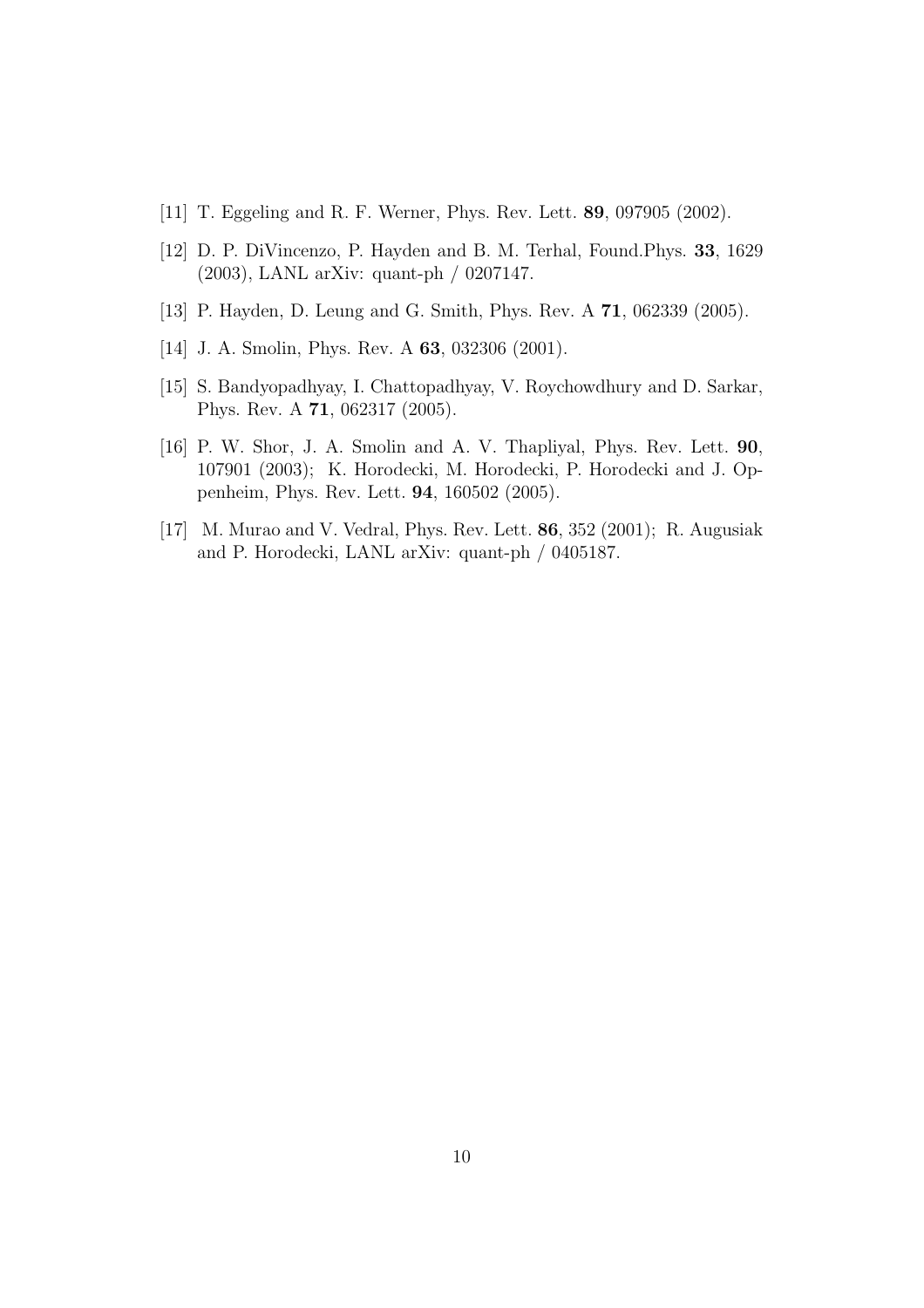[11] T. Eggeling and R. F. Werner, Phys. Rev. Lett. **89**, 097905 (2002).

[12] D. P. DiVincenzo, P. Hayden and B. M. Terhal, Found.Phys. **33**, 1629 (2003), LANL arXiv: quant-ph / 0207147.

[13] P. Hayden, D. Leung and G. Smith, Phys. Rev. A **71**, 062339 (2005).

[14] J. A. Smolin, Phys. Rev. A **63**, 032306 (2001).

[15] S. Bandyopadhyay, I. Chattopadhyay, V. Roychowdhury and D. Sarkar, Phys. Rev. A **71**, 062317 (2005).

[16] P. W. Shor, J. A. Smolin and A. V. Thapliyal, Phys. Rev. Lett. **90**, 107901 (2003); K. Horodecki, M. Horodecki, P. Horodecki and J. Oppenheim, Phys. Rev. Lett. **94**, 160502 (2005).

[17] M. Murao and V. Vedral, Phys. Rev. Lett. **86**, 352 (2001); R. Augusiak and P. Horodecki, LANL arXiv: quant-ph / 0405187.